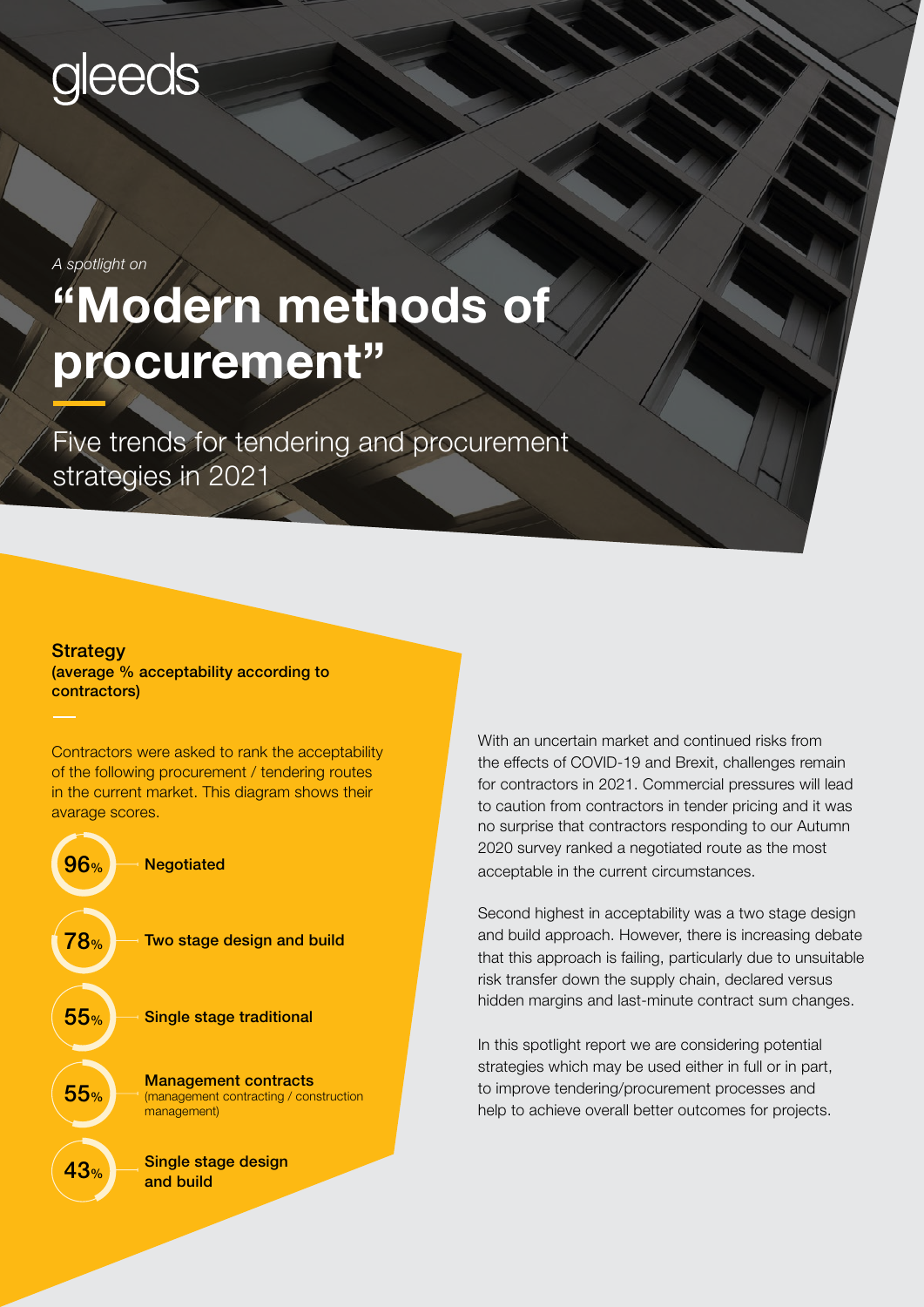gleeds

*A spotlight on*

# "Modern methods of procurement"

Five trends for tendering and procurement strategies in 2021

**Strategy**
**(average % acceptability according to contractors)**

Contractors were asked to rank the acceptability of the following procurement / tendering routes in the current market. This diagram shows their avarage scores.

| % | Route |
|---|---|
| 96% | **Negotiated** |
| 78% | **Two stage design and build** |
| 55% | **Single stage traditional** |
| 55% | **Management contracts** (management contracting / construction management) |
| 43% | **Single stage design and build** |

With an uncertain market and continued risks from the effects of COVID-19 and Brexit, challenges remain for contractors in 2021. Commercial pressures will lead to caution from contractors in tender pricing and it was no surprise that contractors responding to our Autumn 2020 survey ranked a negotiated route as the most acceptable in the current circumstances.

Second highest in acceptability was a two stage design and build approach. However, there is increasing debate that this approach is failing, particularly due to unsuitable risk transfer down the supply chain, declared versus hidden margins and last-minute contract sum changes.

In this spotlight report we are considering potential strategies which may be used either in full or in part, to improve tendering/procurement processes and help to achieve overall better outcomes for projects.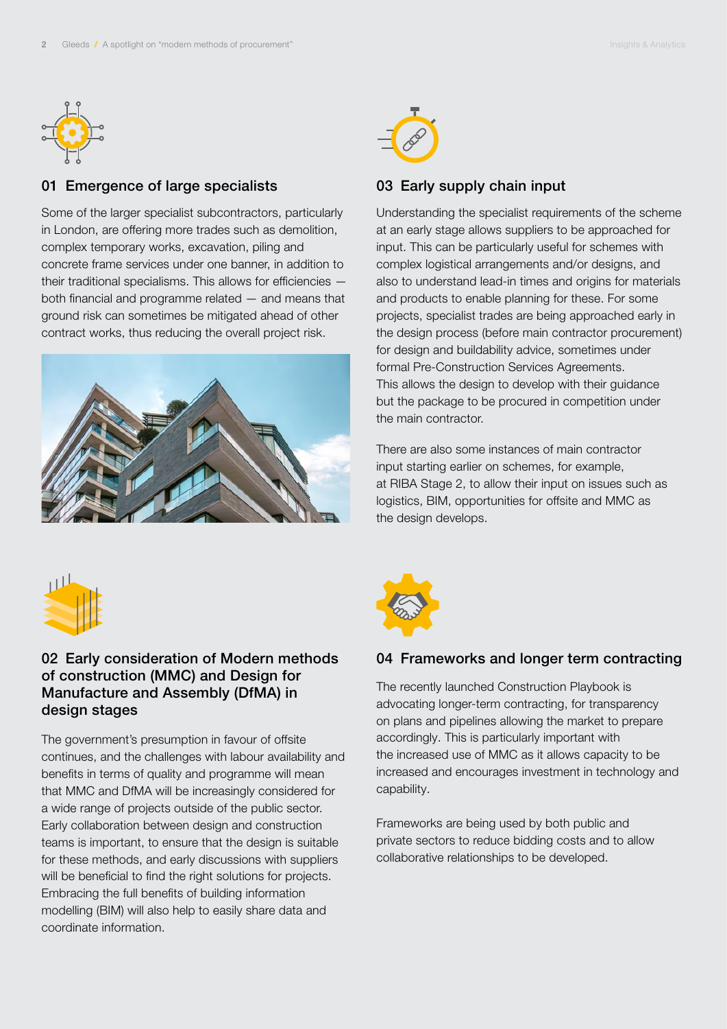## 01 Emergence of large specialists

Some of the larger specialist subcontractors, particularly in London, are offering more trades such as demolition, complex temporary works, excavation, piling and concrete frame services under one banner, in addition to their traditional specialisms. This allows for efficiencies — both financial and programme related — and means that ground risk can sometimes be mitigated ahead of other contract works, thus reducing the overall project risk.

## 02 Early consideration of Modern methods of construction (MMC) and Design for Manufacture and Assembly (DfMA) in design stages

The government's presumption in favour of offsite continues, and the challenges with labour availability and benefits in terms of quality and programme will mean that MMC and DfMA will be increasingly considered for a wide range of projects outside of the public sector. Early collaboration between design and construction teams is important, to ensure that the design is suitable for these methods, and early discussions with suppliers will be beneficial to find the right solutions for projects. Embracing the full benefits of building information modelling (BIM) will also help to easily share data and coordinate information.

## 03 Early supply chain input

Understanding the specialist requirements of the scheme at an early stage allows suppliers to be approached for input. This can be particularly useful for schemes with complex logistical arrangements and/or designs, and also to understand lead-in times and origins for materials and products to enable planning for these. For some projects, specialist trades are being approached early in the design process (before main contractor procurement) for design and buildability advice, sometimes under formal Pre-Construction Services Agreements. This allows the design to develop with their guidance but the package to be procured in competition under the main contractor.

There are also some instances of main contractor input starting earlier on schemes, for example, at RIBA Stage 2, to allow their input on issues such as logistics, BIM, opportunities for offsite and MMC as the design develops.

## 04 Frameworks and longer term contracting

The recently launched Construction Playbook is advocating longer-term contracting, for transparency on plans and pipelines allowing the market to prepare accordingly. This is particularly important with the increased use of MMC as it allows capacity to be increased and encourages investment in technology and capability.

Frameworks are being used by both public and private sectors to reduce bidding costs and to allow collaborative relationships to be developed.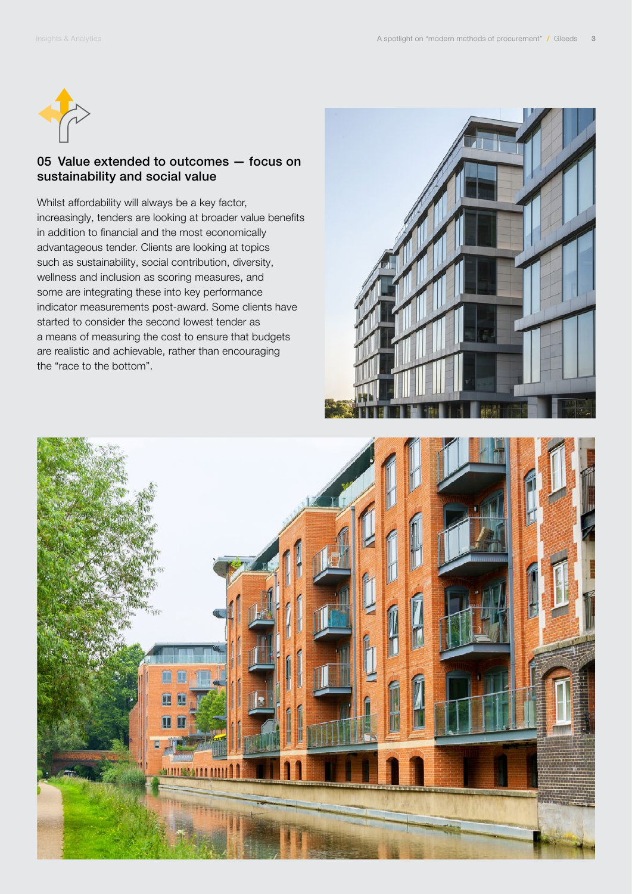## 05 Value extended to outcomes — focus on sustainability and social value

Whilst affordability will always be a key factor, increasingly, tenders are looking at broader value benefits in addition to financial and the most economically advantageous tender. Clients are looking at topics such as sustainability, social contribution, diversity, wellness and inclusion as scoring measures, and some are integrating these into key performance indicator measurements post-award. Some clients have started to consider the second lowest tender as a means of measuring the cost to ensure that budgets are realistic and achievable, rather than encouraging the "race to the bottom".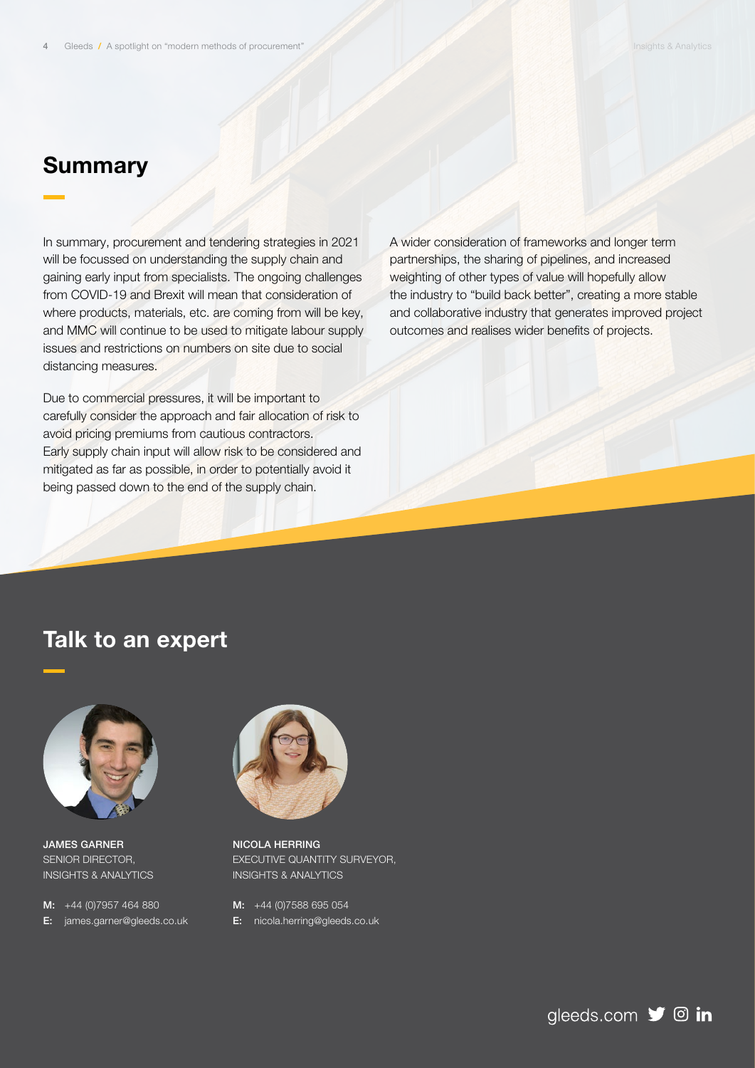## Summary

In summary, procurement and tendering strategies in 2021 will be focussed on understanding the supply chain and gaining early input from specialists. The ongoing challenges from COVID-19 and Brexit will mean that consideration of where products, materials, etc. are coming from will be key, and MMC will continue to be used to mitigate labour supply issues and restrictions on numbers on site due to social distancing measures.

Due to commercial pressures, it will be important to carefully consider the approach and fair allocation of risk to avoid pricing premiums from cautious contractors. Early supply chain input will allow risk to be considered and mitigated as far as possible, in order to potentially avoid it being passed down to the end of the supply chain.

A wider consideration of frameworks and longer term partnerships, the sharing of pipelines, and increased weighting of other types of value will hopefully allow the industry to "build back better", creating a more stable and collaborative industry that generates improved project outcomes and realises wider benefits of projects.

## Talk to an expert

**JAMES GARNER**
SENIOR DIRECTOR,
INSIGHTS & ANALYTICS

**M:** +44 (0)7957 464 880
**E:** james.garner@gleeds.co.uk

**NICOLA HERRING**
EXECUTIVE QUANTITY SURVEYOR,
INSIGHTS & ANALYTICS

**M:** +44 (0)7588 695 054
**E:** nicola.herring@gleeds.co.uk

gleeds.com